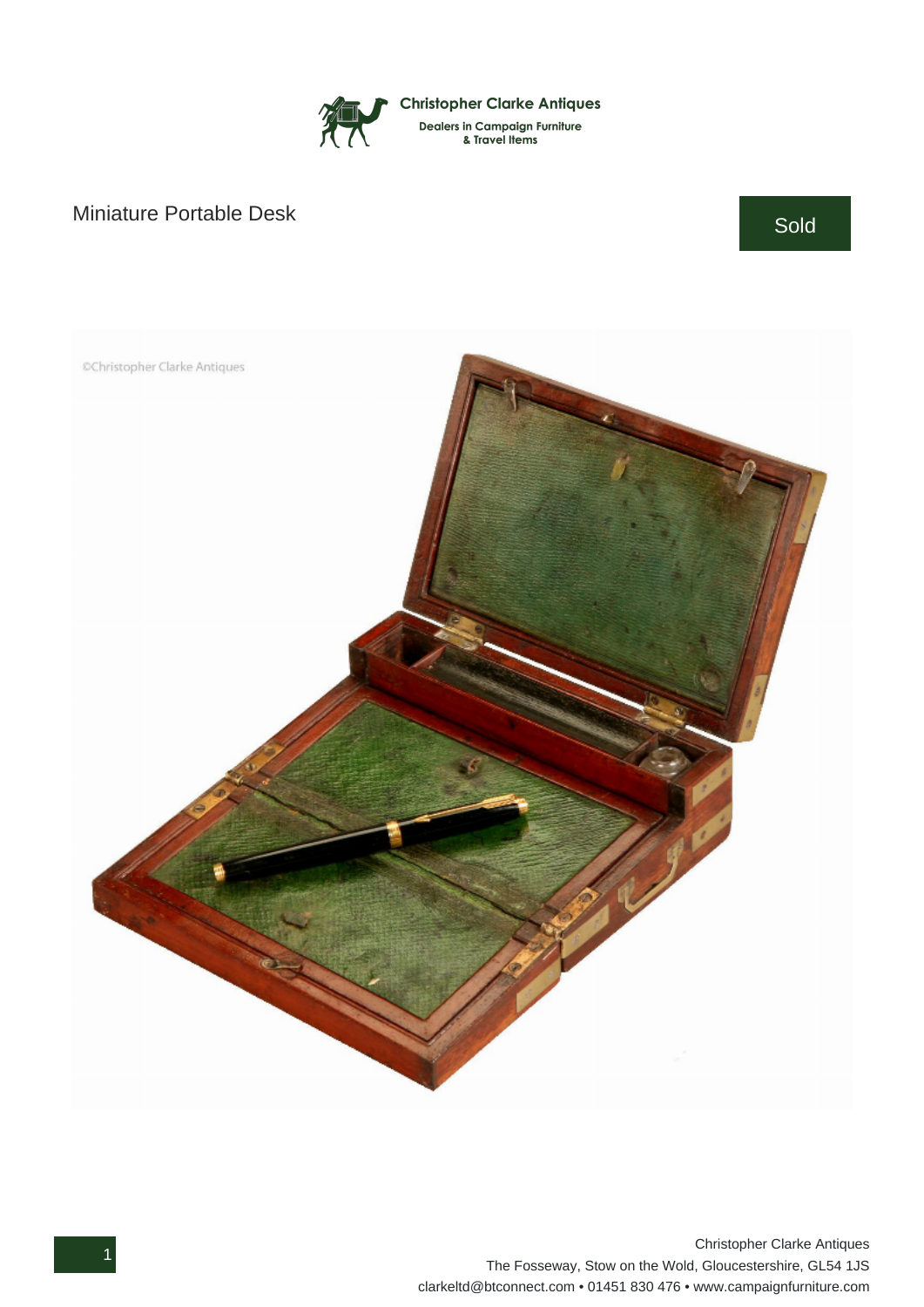Christopher Clarke Antiques

Dealers in Campaign Furniture & Travel Items

# Miniature Portable Desk

Sold

Christopher Clarke Antiques
The Fosseway, Stow on the Wold, Gloucestershire, GL54 1JS
clarkeltd@btconnect.com • 01451 830 476 • www.campaignfurniture.com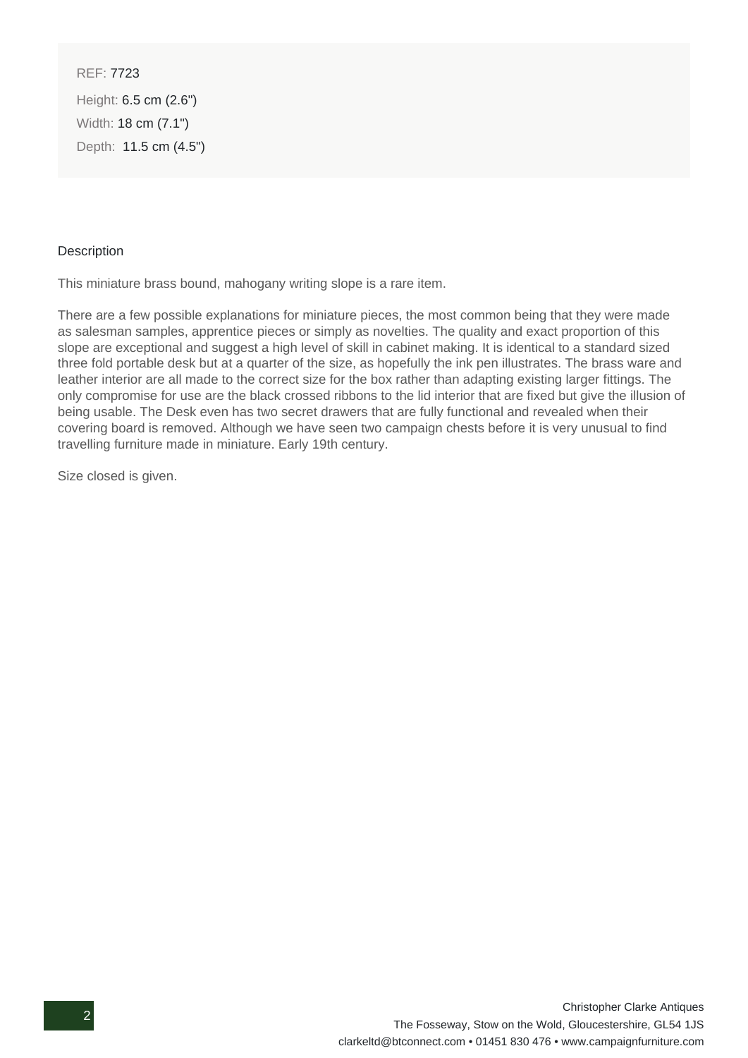REF: 7723

Height: 6.5 cm (2.6")

Width: 18 cm (7.1")

Depth: 11.5 cm (4.5")

Description

This miniature brass bound, mahogany writing slope is a rare item.

There are a few possible explanations for miniature pieces, the most common being that they were made as salesman samples, apprentice pieces or simply as novelties. The quality and exact proportion of this slope are exceptional and suggest a high level of skill in cabinet making. It is identical to a standard sized three fold portable desk but at a quarter of the size, as hopefully the ink pen illustrates. The brass ware and leather interior are all made to the correct size for the box rather than adapting existing larger fittings. The only compromise for use are the black crossed ribbons to the lid interior that are fixed but give the illusion of being usable. The Desk even has two secret drawers that are fully functional and revealed when their covering board is removed. Although we have seen two campaign chests before it is very unusual to find travelling furniture made in miniature. Early 19th century.

Size closed is given.